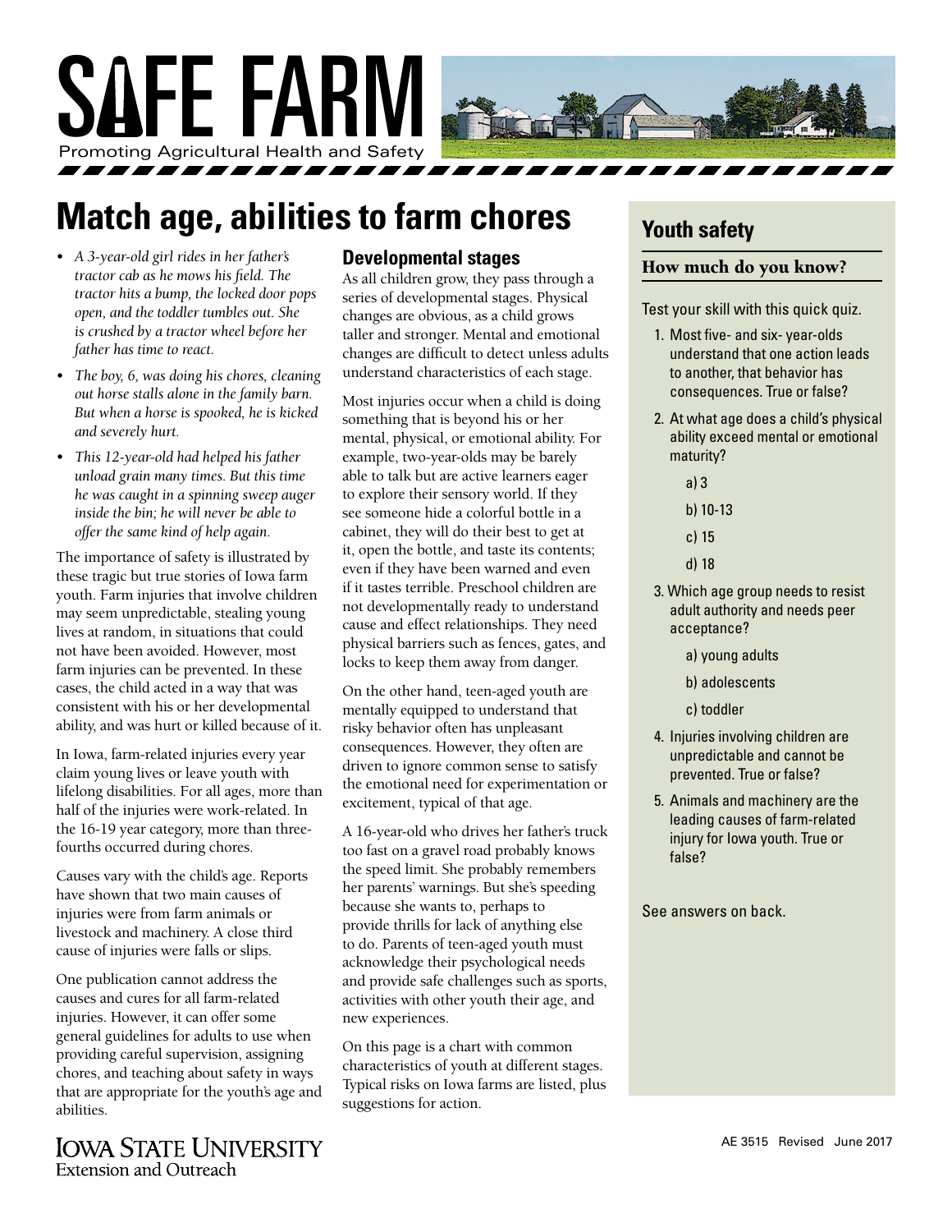# SAFE FARM

Promoting Agricultural Health and Safety

## Match age, abilities to farm chores

- *A 3-year-old girl rides in her father's tractor cab as he mows his field. The tractor hits a bump, the locked door pops open, and the toddler tumbles out. She is crushed by a tractor wheel before her father has time to react.*
- *The boy, 6, was doing his chores, cleaning out horse stalls alone in the family barn. But when a horse is spooked, he is kicked and severely hurt.*
- *This 12-year-old had helped his father unload grain many times. But this time he was caught in a spinning sweep auger inside the bin; he will never be able to offer the same kind of help again.*

The importance of safety is illustrated by these tragic but true stories of Iowa farm youth. Farm injuries that involve children may seem unpredictable, stealing young lives at random, in situations that could not have been avoided. However, most farm injuries can be prevented. In these cases, the child acted in a way that was consistent with his or her developmental ability, and was hurt or killed because of it.

In Iowa, farm-related injuries every year claim young lives or leave youth with lifelong disabilities. For all ages, more than half of the injuries were work-related. In the 16-19 year category, more than three-fourths occurred during chores.

Causes vary with the child's age. Reports have shown that two main causes of injuries were from farm animals or livestock and machinery. A close third cause of injuries were falls or slips.

One publication cannot address the causes and cures for all farm-related injuries. However, it can offer some general guidelines for adults to use when providing careful supervision, assigning chores, and teaching about safety in ways that are appropriate for the youth's age and abilities.

### Developmental stages

As all children grow, they pass through a series of developmental stages. Physical changes are obvious, as a child grows taller and stronger. Mental and emotional changes are difficult to detect unless adults understand characteristics of each stage.

Most injuries occur when a child is doing something that is beyond his or her mental, physical, or emotional ability. For example, two-year-olds may be barely able to talk but are active learners eager to explore their sensory world. If they see someone hide a colorful bottle in a cabinet, they will do their best to get at it, open the bottle, and taste its contents; even if they have been warned and even if it tastes terrible. Preschool children are not developmentally ready to understand cause and effect relationships. They need physical barriers such as fences, gates, and locks to keep them away from danger.

On the other hand, teen-aged youth are mentally equipped to understand that risky behavior often has unpleasant consequences. However, they often are driven to ignore common sense to satisfy the emotional need for experimentation or excitement, typical of that age.

A 16-year-old who drives her father's truck too fast on a gravel road probably knows the speed limit. She probably remembers her parents' warnings. But she's speeding because she wants to, perhaps to provide thrills for lack of anything else to do. Parents of teen-aged youth must acknowledge their psychological needs and provide safe challenges such as sports, activities with other youth their age, and new experiences.

On this page is a chart with common characteristics of youth at different stages. Typical risks on Iowa farms are listed, plus suggestions for action.

## Youth safety

### How much do you know?

Test your skill with this quick quiz.

1. Most five- and six- year-olds understand that one action leads to another, that behavior has consequences. True or false?
2. At what age does a child's physical ability exceed mental or emotional maturity?
   - a) 3
   - b) 10-13
   - c) 15
   - d) 18
3. Which age group needs to resist adult authority and needs peer acceptance?
   - a) young adults
   - b) adolescents
   - c) toddler
4. Injuries involving children are unpredictable and cannot be prevented. True or false?
5. Animals and machinery are the leading causes of farm-related injury for Iowa youth. True or false?

See answers on back.

Iowa State University Extension and Outreach

AE 3515 Revised June 2017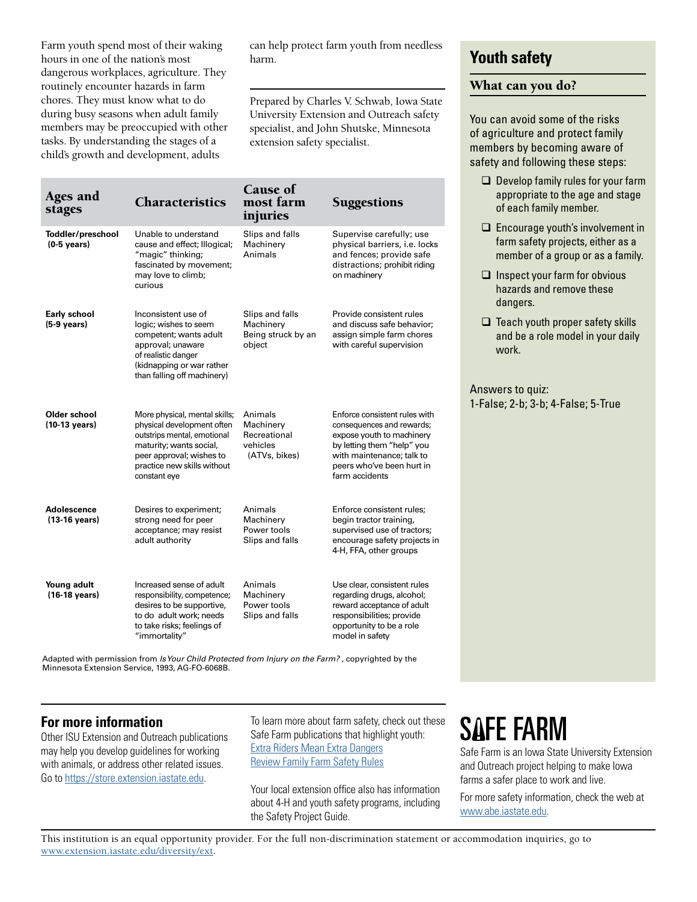Farm youth spend most of their waking hours in one of the nation's most dangerous workplaces, agriculture. They routinely encounter hazards in farm chores. They must know what to do during busy seasons when adult family members may be preoccupied with other tasks. By understanding the stages of a child's growth and development, adults can help protect farm youth from needless harm.

Prepared by Charles V. Schwab, Iowa State University Extension and Outreach safety specialist, and John Shutske, Minnesota extension safety specialist.

| Ages and stages | Characteristics | Cause of most farm injuries | Suggestions |
|---|---|---|---|
| **Toddler/preschool (0-5 years)** | Unable to understand cause and effect; Illogical; "magic" thinking; fascinated by movement; may love to climb; curious | Slips and falls<br>Machinery<br>Animals | Supervise carefully; use physical barriers, i.e. locks and fences; provide safe distractions; prohibit riding on machinery |
| **Early school (5-9 years)** | Inconsistent use of logic; wishes to seem competent; wants adult approval; unaware of realistic danger (kidnapping or war rather than falling off machinery) | Slips and falls<br>Machinery<br>Being struck by an object | Provide consistent rules and discuss safe behavior; assign simple farm chores with careful supervision |
| **Older school (10-13 years)** | More physical, mental skills; physical development often outstrips mental, emotional maturity; wants social, peer approval; wishes to practice new skills without constant eye | Animals<br>Machinery<br>Recreational vehicles (ATVs, bikes) | Enforce consistent rules with consequences and rewards; expose youth to machinery by letting them "help" you with maintenance; talk to peers who've been hurt in farm accidents |
| **Adolescence (13-16 years)** | Desires to experiment; strong need for peer acceptance; may resist adult authority | Animals<br>Machinery<br>Power tools<br>Slips and falls | Enforce consistent rules; begin tractor training, supervised use of tractors; encourage safety projects in 4-H, FFA, other groups |
| **Young adult (16-18 years)** | Increased sense of adult responsibility, competence; desires to be supportive, to do adult work; needs to take risks; feelings of "immortality" | Animals<br>Machinery<br>Power tools<br>Slips and falls | Use clear, consistent rules regarding drugs, alcohol; reward acceptance of adult responsibilities; provide opportunity to be a role model in safety |

Adapted with permission from *Is Your Child Protected from Injury on the Farm?*, copyrighted by the Minnesota Extension Service, 1993, AG-FO-6068B.

## Youth safety

### What can you do?

You can avoid some of the risks of agriculture and protect family members by becoming aware of safety and following these steps:

- ☐ Develop family rules for your farm appropriate to the age and stage of each family member.
- ☐ Encourage youth's involvement in farm safety projects, either as a member of a group or as a family.
- ☐ Inspect your farm for obvious hazards and remove these dangers.
- ☐ Teach youth proper safety skills and be a role model in your daily work.

Answers to quiz:
1-False; 2-b; 3-b; 4-False; 5-True

## For more information

Other ISU Extension and Outreach publications may help you develop guidelines for working with animals, or address other related issues. Go to https://store.extension.iastate.edu.

To learn more about farm safety, check out these Safe Farm publications that highlight youth:
Extra Riders Mean Extra Dangers
Review Family Farm Safety Rules

Your local extension office also has information about 4-H and youth safety programs, including the Safety Project Guide.

## SAFE FARM

Safe Farm is an Iowa State University Extension and Outreach project helping to make Iowa farms a safer place to work and live.

For more safety information, check the web at www.abe.iastate.edu.

This institution is an equal opportunity provider. For the full non-discrimination statement or accommodation inquiries, go to www.extension.iastate.edu/diversity/ext.